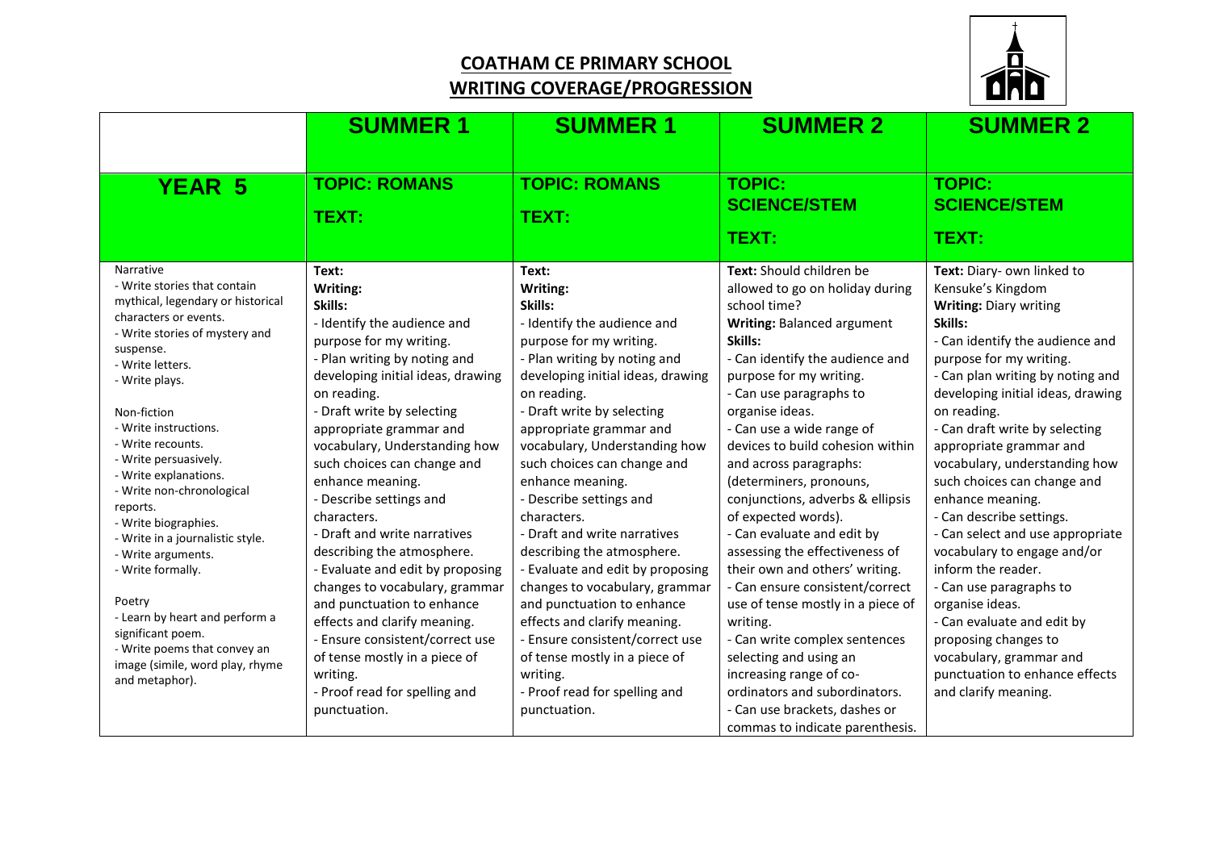# COATHAM CE PRIMARY SCHOOL
## WRITING COVERAGE/PROGRESSION

| | SUMMER 1 | SUMMER 1 | SUMMER 2 | SUMMER 2 |
|---|---|---|---|---|
| **YEAR 5** | **TOPIC: ROMANS**<br>**TEXT:** | **TOPIC: ROMANS**<br>**TEXT:** | **TOPIC: SCIENCE/STEM**<br>**TEXT:** | **TOPIC: SCIENCE/STEM**<br>**TEXT:** |
| Narrative<br>- Write stories that contain mythical, legendary or historical characters or events.<br>- Write stories of mystery and suspense.<br>- Write letters.<br>- Write plays.<br><br>Non-fiction<br>- Write instructions.<br>- Write recounts.<br>- Write persuasively.<br>- Write explanations.<br>- Write non-chronological reports.<br>- Write biographies.<br>- Write in a journalistic style.<br>- Write arguments.<br>- Write formally.<br><br>Poetry<br>- Learn by heart and perform a significant poem.<br>- Write poems that convey an image (simile, word play, rhyme and metaphor). | **Text:**<br>**Writing:**<br>**Skills:**<br>- Identify the audience and purpose for my writing.<br>- Plan writing by noting and developing initial ideas, drawing on reading.<br>- Draft write by selecting appropriate grammar and vocabulary, Understanding how such choices can change and enhance meaning.<br>- Describe settings and characters.<br>- Draft and write narratives describing the atmosphere.<br>- Evaluate and edit by proposing changes to vocabulary, grammar and punctuation to enhance effects and clarify meaning.<br>- Ensure consistent/correct use of tense mostly in a piece of writing.<br>- Proof read for spelling and punctuation. | **Text:**<br>**Writing:**<br>**Skills:**<br>- Identify the audience and purpose for my writing.<br>- Plan writing by noting and developing initial ideas, drawing on reading.<br>- Draft write by selecting appropriate grammar and vocabulary, Understanding how such choices can change and enhance meaning.<br>- Describe settings and characters.<br>- Draft and write narratives describing the atmosphere.<br>- Evaluate and edit by proposing changes to vocabulary, grammar and punctuation to enhance effects and clarify meaning.<br>- Ensure consistent/correct use of tense mostly in a piece of writing.<br>- Proof read for spelling and punctuation. | **Text:** Should children be allowed to go on holiday during school time?<br>**Writing:** Balanced argument<br>**Skills:**<br>- Can identify the audience and purpose for my writing.<br>- Can use paragraphs to organise ideas.<br>- Can use a wide range of devices to build cohesion within and across paragraphs: (determiners, pronouns, conjunctions, adverbs & ellipsis of expected words).<br>- Can evaluate and edit by assessing the effectiveness of their own and others' writing.<br>- Can ensure consistent/correct use of tense mostly in a piece of writing.<br>- Can write complex sentences selecting and using an increasing range of co-ordinators and subordinators.<br>- Can use brackets, dashes or commas to indicate parenthesis. | **Text:** Diary- own linked to Kensuke's Kingdom<br>**Writing:** Diary writing<br>**Skills:**<br>- Can identify the audience and purpose for my writing.<br>- Can plan writing by noting and developing initial ideas, drawing on reading.<br>- Can draft write by selecting appropriate grammar and vocabulary, understanding how such choices can change and enhance meaning.<br>- Can describe settings.<br>- Can select and use appropriate vocabulary to engage and/or inform the reader.<br>- Can use paragraphs to organise ideas.<br>- Can evaluate and edit by proposing changes to vocabulary, grammar and punctuation to enhance effects and clarify meaning. |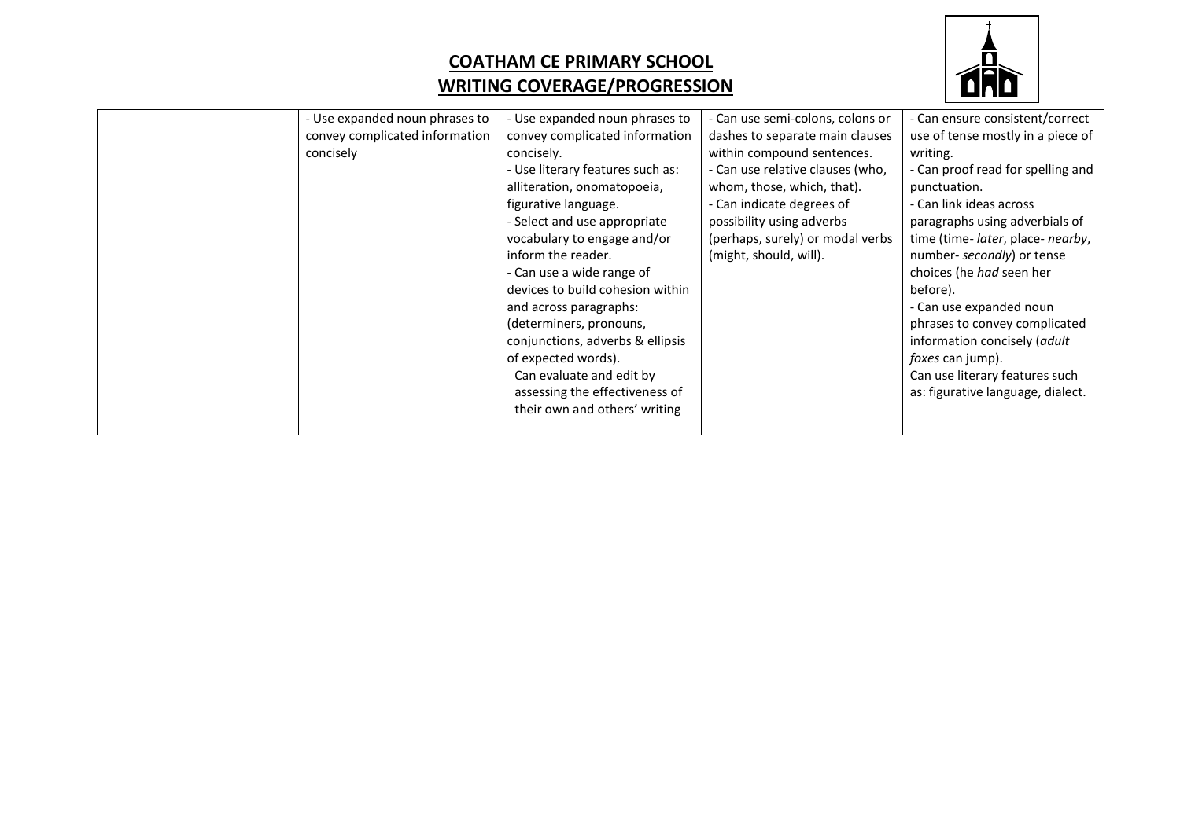# COATHAM CE PRIMARY SCHOOL
## WRITING COVERAGE/PROGRESSION

| | | | | |
|---|---|---|---|---|
| | - Use expanded noun phrases to convey complicated information concisely | - Use expanded noun phrases to convey complicated information concisely.<br>- Use literary features such as: alliteration, onomatopoeia, figurative language.<br>- Select and use appropriate vocabulary to engage and/or inform the reader.<br>- Can use a wide range of devices to build cohesion within and across paragraphs: (determiners, pronouns, conjunctions, adverbs & ellipsis of expected words).<br>Can evaluate and edit by assessing the effectiveness of their own and others' writing | - Can use semi-colons, colons or dashes to separate main clauses within compound sentences.<br>- Can use relative clauses (who, whom, those, which, that).<br>- Can indicate degrees of possibility using adverbs (perhaps, surely) or modal verbs (might, should, will). | - Can ensure consistent/correct use of tense mostly in a piece of writing.<br>- Can proof read for spelling and punctuation.<br>- Can link ideas across paragraphs using adverbials of time (time- *later*, place- *nearby*, number- *secondly*) or tense choices (he *had* seen her before).<br>- Can use expanded noun phrases to convey complicated information concisely (*adult foxes* can jump).<br>Can use literary features such as: figurative language, dialect. |